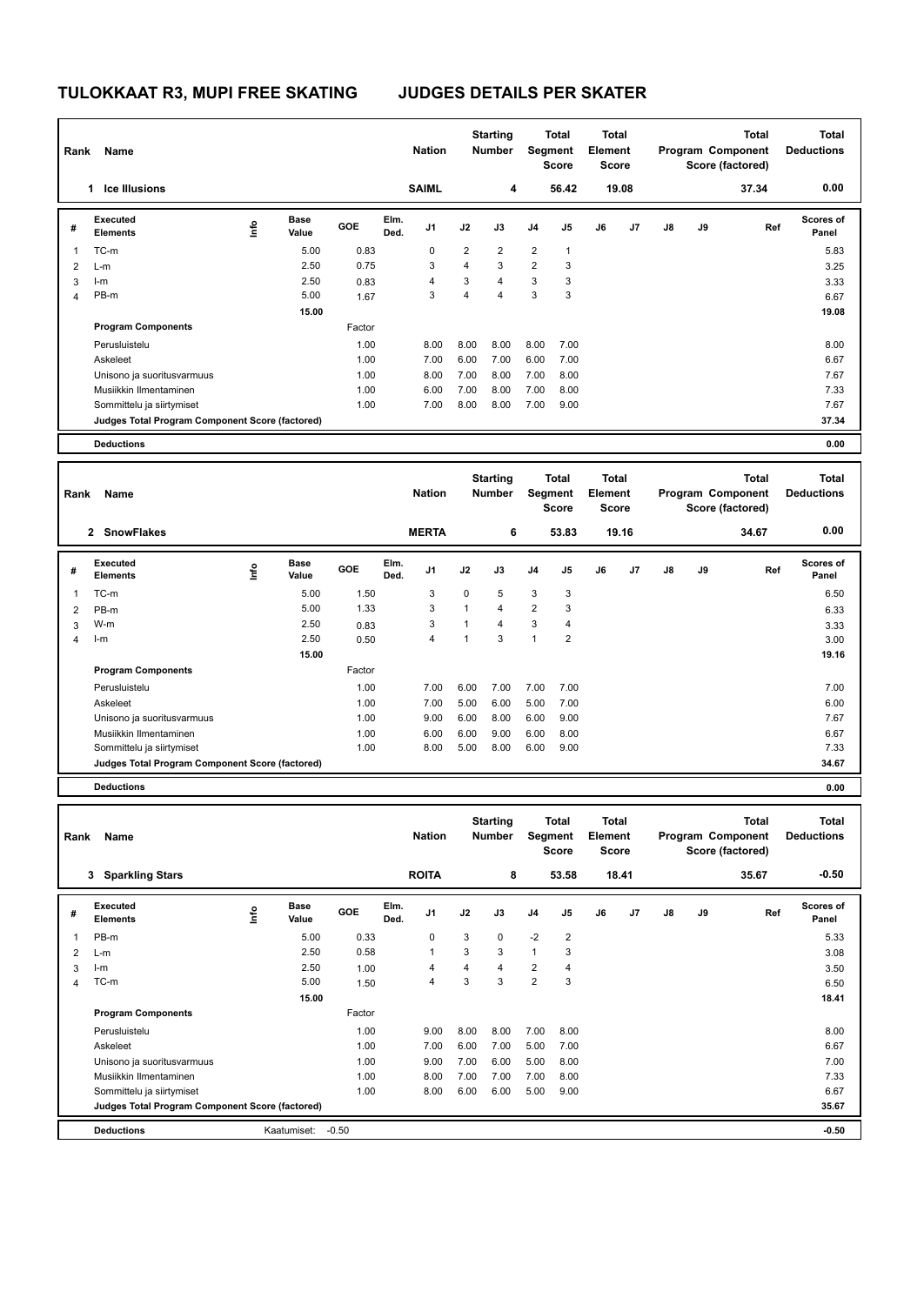# TULOKKAAT R3, MUPI FREE SKATING JUDGES DETAILS PER SKATER

| Rank | Name | Nation | Starting Number | Total Segment Score | Total Element Score | Total Program Component Score (factored) | Total Deductions |
|---|---|---|---|---|---|---|---|
| 1 | Ice Illusions | SAIML | 4 | 56.42 | 19.08 | 37.34 | 0.00 |

| # | Executed Elements | Info | Base Value | GOE | Elm. Ded. | J1 | J2 | J3 | J4 | J5 | J6 | J7 | J8 | J9 | Ref | Scores of Panel |
|---|---|---|---|---|---|---|---|---|---|---|---|---|---|---|---|---|
| 1 | TC-m | | 5.00 | 0.83 | | 0 | 2 | 2 | 2 | 1 | | | | | | 5.83 |
| 2 | L-m | | 2.50 | 0.75 | | 3 | 4 | 3 | 2 | 3 | | | | | | 3.25 |
| 3 | I-m | | 2.50 | 0.83 | | 4 | 3 | 4 | 3 | 3 | | | | | | 3.33 |
| 4 | PB-m | | 5.00 | 1.67 | | 3 | 4 | 4 | 3 | 3 | | | | | | 6.67 |
| | | | 15.00 | | | | | | | | | | | | | 19.08 |
| | **Program Components** | | | Factor | | | | | | | | | | | | |
| | Perusluistelu | | | 1.00 | | 8.00 | 8.00 | 8.00 | 8.00 | 7.00 | | | | | | 8.00 |
| | Askeleet | | | 1.00 | | 7.00 | 6.00 | 7.00 | 6.00 | 7.00 | | | | | | 6.67 |
| | Unisono ja suoritusvarmuus | | | 1.00 | | 8.00 | 7.00 | 8.00 | 7.00 | 8.00 | | | | | | 7.67 |
| | Musiikkin Ilmentaminen | | | 1.00 | | 6.00 | 7.00 | 8.00 | 7.00 | 8.00 | | | | | | 7.33 |
| | Sommittelu ja siirtymiset | | | 1.00 | | 7.00 | 8.00 | 8.00 | 7.00 | 9.00 | | | | | | 7.67 |
| | **Judges Total Program Component Score (factored)** | | | | | | | | | | | | | | | 37.34 |
| | **Deductions** | | | | | | | | | | | | | | | 0.00 |

| Rank | Name | Nation | Starting Number | Total Segment Score | Total Element Score | Total Program Component Score (factored) | Total Deductions |
|---|---|---|---|---|---|---|---|
| 2 | SnowFlakes | MERTA | 6 | 53.83 | 19.16 | 34.67 | 0.00 |

| # | Executed Elements | Info | Base Value | GOE | Elm. Ded. | J1 | J2 | J3 | J4 | J5 | J6 | J7 | J8 | J9 | Ref | Scores of Panel |
|---|---|---|---|---|---|---|---|---|---|---|---|---|---|---|---|---|
| 1 | TC-m | | 5.00 | 1.50 | | 3 | 0 | 5 | 3 | 3 | | | | | | 6.50 |
| 2 | PB-m | | 5.00 | 1.33 | | 3 | 1 | 4 | 2 | 3 | | | | | | 6.33 |
| 3 | W-m | | 2.50 | 0.83 | | 3 | 1 | 4 | 3 | 4 | | | | | | 3.33 |
| 4 | I-m | | 2.50 | 0.50 | | 4 | 1 | 3 | 1 | 2 | | | | | | 3.00 |
| | | | 15.00 | | | | | | | | | | | | | 19.16 |
| | **Program Components** | | | Factor | | | | | | | | | | | | |
| | Perusluistelu | | | 1.00 | | 7.00 | 6.00 | 7.00 | 7.00 | 7.00 | | | | | | 7.00 |
| | Askeleet | | | 1.00 | | 7.00 | 5.00 | 6.00 | 5.00 | 7.00 | | | | | | 6.00 |
| | Unisono ja suoritusvarmuus | | | 1.00 | | 9.00 | 6.00 | 8.00 | 6.00 | 9.00 | | | | | | 7.67 |
| | Musiikkin Ilmentaminen | | | 1.00 | | 6.00 | 6.00 | 9.00 | 6.00 | 8.00 | | | | | | 6.67 |
| | Sommittelu ja siirtymiset | | | 1.00 | | 8.00 | 5.00 | 8.00 | 6.00 | 9.00 | | | | | | 7.33 |
| | **Judges Total Program Component Score (factored)** | | | | | | | | | | | | | | | 34.67 |
| | **Deductions** | | | | | | | | | | | | | | | 0.00 |

| Rank | Name | Nation | Starting Number | Total Segment Score | Total Element Score | Total Program Component Score (factored) | Total Deductions |
|---|---|---|---|---|---|---|---|
| 3 | Sparkling Stars | ROITA | 8 | 53.58 | 18.41 | 35.67 | -0.50 |

| # | Executed Elements | Info | Base Value | GOE | Elm. Ded. | J1 | J2 | J3 | J4 | J5 | J6 | J7 | J8 | J9 | Ref | Scores of Panel |
|---|---|---|---|---|---|---|---|---|---|---|---|---|---|---|---|---|
| 1 | PB-m | | 5.00 | 0.33 | | 0 | 3 | 0 | -2 | 2 | | | | | | 5.33 |
| 2 | L-m | | 2.50 | 0.58 | | 1 | 3 | 3 | 1 | 3 | | | | | | 3.08 |
| 3 | I-m | | 2.50 | 1.00 | | 4 | 4 | 4 | 2 | 4 | | | | | | 3.50 |
| 4 | TC-m | | 5.00 | 1.50 | | 4 | 3 | 3 | 2 | 3 | | | | | | 6.50 |
| | | | 15.00 | | | | | | | | | | | | | 18.41 |
| | **Program Components** | | | Factor | | | | | | | | | | | | |
| | Perusluistelu | | | 1.00 | | 9.00 | 8.00 | 8.00 | 7.00 | 8.00 | | | | | | 8.00 |
| | Askeleet | | | 1.00 | | 7.00 | 6.00 | 7.00 | 5.00 | 7.00 | | | | | | 6.67 |
| | Unisono ja suoritusvarmuus | | | 1.00 | | 9.00 | 7.00 | 6.00 | 5.00 | 8.00 | | | | | | 7.00 |
| | Musiikkin Ilmentaminen | | | 1.00 | | 8.00 | 7.00 | 7.00 | 7.00 | 8.00 | | | | | | 7.33 |
| | Sommittelu ja siirtymiset | | | 1.00 | | 8.00 | 6.00 | 6.00 | 5.00 | 9.00 | | | | | | 6.67 |
| | **Judges Total Program Component Score (factored)** | | | | | | | | | | | | | | | 35.67 |
| | **Deductions** | Kaatumiset: -0.50 | | | | | | | | | | | | | | -0.50 |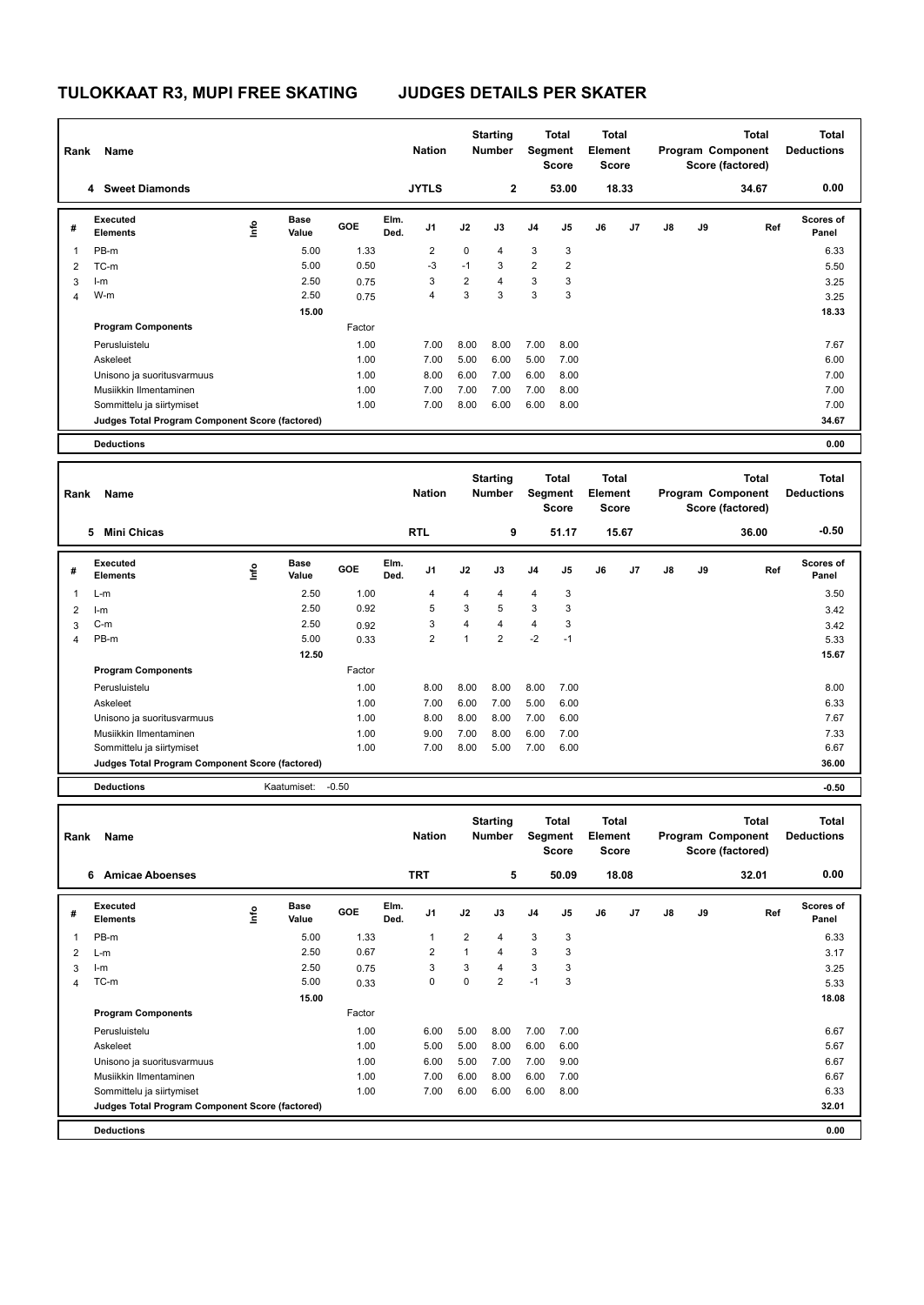# TULOKKAAT R3, MUPI FREE SKATING JUDGES DETAILS PER SKATER

| Rank | Name | Nation | Starting Number | Total Segment Score | Total Element Score | Total Program Component Score (factored) | Total Deductions |
|---|---|---|---|---|---|---|---|
| 4 | Sweet Diamonds | JYTLS | 2 | 53.00 | 18.33 | 34.67 | 0.00 |

| # | Executed Elements | Info | Base Value | GOE | Elm. Ded. | J1 | J2 | J3 | J4 | J5 | J6 | J7 | J8 | J9 | Ref | Scores of Panel |
|---|---|---|---|---|---|---|---|---|---|---|---|---|---|---|---|---|
| 1 | PB-m | | 5.00 | 1.33 | | 2 | 0 | 4 | 3 | 3 | | | | | | 6.33 |
| 2 | TC-m | | 5.00 | 0.50 | | -3 | -1 | 3 | 2 | 2 | | | | | | 5.50 |
| 3 | I-m | | 2.50 | 0.75 | | 3 | 2 | 4 | 3 | 3 | | | | | | 3.25 |
| 4 | W-m | | 2.50 | 0.75 | | 4 | 3 | 3 | 3 | 3 | | | | | | 3.25 |
| | | | 15.00 | | | | | | | | | | | | | 18.33 |
| | **Program Components** | | | Factor | | | | | | | | | | | | |
| | Perusluistelu | | | 1.00 | | 7.00 | 8.00 | 8.00 | 7.00 | 8.00 | | | | | | 7.67 |
| | Askeleet | | | 1.00 | | 7.00 | 5.00 | 6.00 | 5.00 | 7.00 | | | | | | 6.00 |
| | Unisono ja suoritusvarmuus | | | 1.00 | | 8.00 | 6.00 | 7.00 | 6.00 | 8.00 | | | | | | 7.00 |
| | Musiikkin Ilmentaminen | | | 1.00 | | 7.00 | 7.00 | 7.00 | 7.00 | 8.00 | | | | | | 7.00 |
| | Sommittelu ja siirtymiset | | | 1.00 | | 7.00 | 8.00 | 6.00 | 6.00 | 8.00 | | | | | | 7.00 |
| | **Judges Total Program Component Score (factored)** | | | | | | | | | | | | | | | 34.67 |
| | **Deductions** | | | | | | | | | | | | | | | 0.00 |

| Rank | Name | Nation | Starting Number | Total Segment Score | Total Element Score | Total Program Component Score (factored) | Total Deductions |
|---|---|---|---|---|---|---|---|
| 5 | Mini Chicas | RTL | 9 | 51.17 | 15.67 | 36.00 | -0.50 |

| # | Executed Elements | Info | Base Value | GOE | Elm. Ded. | J1 | J2 | J3 | J4 | J5 | J6 | J7 | J8 | J9 | Ref | Scores of Panel |
|---|---|---|---|---|---|---|---|---|---|---|---|---|---|---|---|---|
| 1 | L-m | | 2.50 | 1.00 | | 4 | 4 | 4 | 4 | 3 | | | | | | 3.50 |
| 2 | I-m | | 2.50 | 0.92 | | 5 | 3 | 5 | 3 | 3 | | | | | | 3.42 |
| 3 | C-m | | 2.50 | 0.92 | | 3 | 4 | 4 | 4 | 3 | | | | | | 3.42 |
| 4 | PB-m | | 5.00 | 0.33 | | 2 | 1 | 2 | -2 | -1 | | | | | | 5.33 |
| | | | 12.50 | | | | | | | | | | | | | 15.67 |
| | **Program Components** | | | Factor | | | | | | | | | | | | |
| | Perusluistelu | | | 1.00 | | 8.00 | 8.00 | 8.00 | 8.00 | 7.00 | | | | | | 8.00 |
| | Askeleet | | | 1.00 | | 7.00 | 6.00 | 7.00 | 5.00 | 6.00 | | | | | | 6.33 |
| | Unisono ja suoritusvarmuus | | | 1.00 | | 8.00 | 8.00 | 8.00 | 7.00 | 6.00 | | | | | | 7.67 |
| | Musiikkin Ilmentaminen | | | 1.00 | | 9.00 | 7.00 | 8.00 | 6.00 | 7.00 | | | | | | 7.33 |
| | Sommittelu ja siirtymiset | | | 1.00 | | 7.00 | 8.00 | 5.00 | 7.00 | 6.00 | | | | | | 6.67 |
| | **Judges Total Program Component Score (factored)** | | | | | | | | | | | | | | | 36.00 |
| | **Deductions** | Kaatumiset: | -0.50 | | | | | | | | | | | | | -0.50 |

| Rank | Name | Nation | Starting Number | Total Segment Score | Total Element Score | Total Program Component Score (factored) | Total Deductions |
|---|---|---|---|---|---|---|---|
| 6 | Amicae Aboenses | TRT | 5 | 50.09 | 18.08 | 32.01 | 0.00 |

| # | Executed Elements | Info | Base Value | GOE | Elm. Ded. | J1 | J2 | J3 | J4 | J5 | J6 | J7 | J8 | J9 | Ref | Scores of Panel |
|---|---|---|---|---|---|---|---|---|---|---|---|---|---|---|---|---|
| 1 | PB-m | | 5.00 | 1.33 | | 1 | 2 | 4 | 3 | 3 | | | | | | 6.33 |
| 2 | L-m | | 2.50 | 0.67 | | 2 | 1 | 4 | 3 | 3 | | | | | | 3.17 |
| 3 | I-m | | 2.50 | 0.75 | | 3 | 3 | 4 | 3 | 3 | | | | | | 3.25 |
| 4 | TC-m | | 5.00 | 0.33 | | 0 | 0 | 2 | -1 | 3 | | | | | | 5.33 |
| | | | 15.00 | | | | | | | | | | | | | 18.08 |
| | **Program Components** | | | Factor | | | | | | | | | | | | |
| | Perusluistelu | | | 1.00 | | 6.00 | 5.00 | 8.00 | 7.00 | 7.00 | | | | | | 6.67 |
| | Askeleet | | | 1.00 | | 5.00 | 5.00 | 8.00 | 6.00 | 6.00 | | | | | | 5.67 |
| | Unisono ja suoritusvarmuus | | | 1.00 | | 6.00 | 5.00 | 7.00 | 7.00 | 9.00 | | | | | | 6.67 |
| | Musiikkin Ilmentaminen | | | 1.00 | | 7.00 | 6.00 | 8.00 | 6.00 | 7.00 | | | | | | 6.67 |
| | Sommittelu ja siirtymiset | | | 1.00 | | 7.00 | 6.00 | 6.00 | 6.00 | 8.00 | | | | | | 6.33 |
| | **Judges Total Program Component Score (factored)** | | | | | | | | | | | | | | | 32.01 |
| | **Deductions** | | | | | | | | | | | | | | | 0.00 |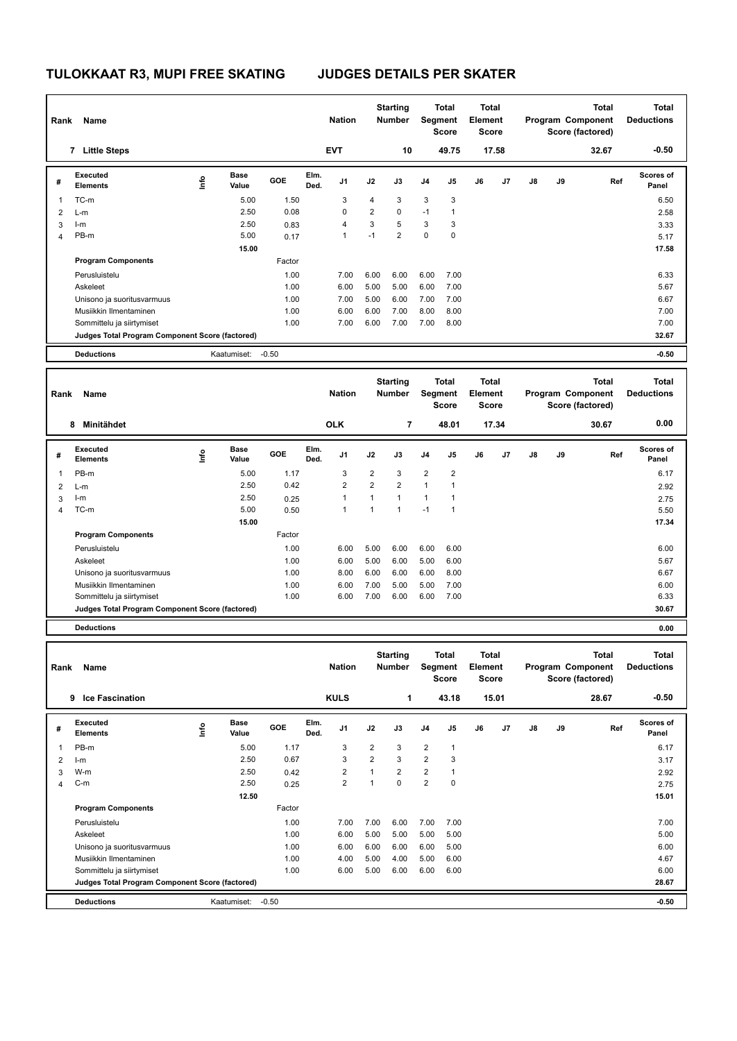# TULOKKAAT R3, MUPI FREE SKATING JUDGES DETAILS PER SKATER

| Rank | Name | Nation | Starting Number | Total Segment Score | Total Element Score | Total Program Component Score (factored) | Total Deductions |
|---|---|---|---|---|---|---|---|
| 7 | Little Steps | EVT | 10 | 49.75 | 17.58 | 32.67 | -0.50 |

| # | Executed Elements | Info | Base Value | GOE | Elm. Ded. | J1 | J2 | J3 | J4 | J5 | J6 | J7 | J8 | J9 | Ref | Scores of Panel |
|---|---|---|---|---|---|---|---|---|---|---|---|---|---|---|---|---|
| 1 | TC-m | | 5.00 | 1.50 | | 3 | 4 | 3 | 3 | 3 | | | | | | 6.50 |
| 2 | L-m | | 2.50 | 0.08 | | 0 | 2 | 0 | -1 | 1 | | | | | | 2.58 |
| 3 | I-m | | 2.50 | 0.83 | | 4 | 3 | 5 | 3 | 3 | | | | | | 3.33 |
| 4 | PB-m | | 5.00 | 0.17 | | 1 | -1 | 2 | 0 | 0 | | | | | | 5.17 |
| | | | 15.00 | | | | | | | | | | | | | 17.58 |
| | **Program Components** | | | Factor | | | | | | | | | | | | |
| | Perusluistelu | | | 1.00 | | 7.00 | 6.00 | 6.00 | 6.00 | 7.00 | | | | | | 6.33 |
| | Askeleet | | | 1.00 | | 6.00 | 5.00 | 5.00 | 6.00 | 7.00 | | | | | | 5.67 |
| | Unisono ja suoritusvarmuus | | | 1.00 | | 7.00 | 5.00 | 6.00 | 7.00 | 7.00 | | | | | | 6.67 |
| | Musiikkin Ilmentaminen | | | 1.00 | | 6.00 | 6.00 | 7.00 | 8.00 | 8.00 | | | | | | 7.00 |
| | Sommittelu ja siirtymiset | | | 1.00 | | 7.00 | 6.00 | 7.00 | 7.00 | 8.00 | | | | | | 7.00 |
| | **Judges Total Program Component Score (factored)** | | | | | | | | | | | | | | | 32.67 |
| | **Deductions** | | Kaatumiset: -0.50 | | | | | | | | | | | | | -0.50 |

| Rank | Name | Nation | Starting Number | Total Segment Score | Total Element Score | Total Program Component Score (factored) | Total Deductions |
|---|---|---|---|---|---|---|---|
| 8 | Minitähdet | OLK | 7 | 48.01 | 17.34 | 30.67 | 0.00 |

| # | Executed Elements | Info | Base Value | GOE | Elm. Ded. | J1 | J2 | J3 | J4 | J5 | J6 | J7 | J8 | J9 | Ref | Scores of Panel |
|---|---|---|---|---|---|---|---|---|---|---|---|---|---|---|---|---|
| 1 | PB-m | | 5.00 | 1.17 | | 3 | 2 | 3 | 2 | 2 | | | | | | 6.17 |
| 2 | L-m | | 2.50 | 0.42 | | 2 | 2 | 2 | 1 | 1 | | | | | | 2.92 |
| 3 | I-m | | 2.50 | 0.25 | | 1 | 1 | 1 | 1 | 1 | | | | | | 2.75 |
| 4 | TC-m | | 5.00 | 0.50 | | 1 | 1 | 1 | -1 | 1 | | | | | | 5.50 |
| | | | 15.00 | | | | | | | | | | | | | 17.34 |
| | **Program Components** | | | Factor | | | | | | | | | | | | |
| | Perusluistelu | | | 1.00 | | 6.00 | 5.00 | 6.00 | 6.00 | 6.00 | | | | | | 6.00 |
| | Askeleet | | | 1.00 | | 6.00 | 5.00 | 6.00 | 5.00 | 6.00 | | | | | | 5.67 |
| | Unisono ja suoritusvarmuus | | | 1.00 | | 8.00 | 6.00 | 6.00 | 6.00 | 8.00 | | | | | | 6.67 |
| | Musiikkin Ilmentaminen | | | 1.00 | | 6.00 | 7.00 | 5.00 | 5.00 | 7.00 | | | | | | 6.00 |
| | Sommittelu ja siirtymiset | | | 1.00 | | 6.00 | 7.00 | 6.00 | 6.00 | 7.00 | | | | | | 6.33 |
| | **Judges Total Program Component Score (factored)** | | | | | | | | | | | | | | | 30.67 |
| | **Deductions** | | | | | | | | | | | | | | | 0.00 |

| Rank | Name | Nation | Starting Number | Total Segment Score | Total Element Score | Total Program Component Score (factored) | Total Deductions |
|---|---|---|---|---|---|---|---|
| 9 | Ice Fascination | KULS | 1 | 43.18 | 15.01 | 28.67 | -0.50 |

| # | Executed Elements | Info | Base Value | GOE | Elm. Ded. | J1 | J2 | J3 | J4 | J5 | J6 | J7 | J8 | J9 | Ref | Scores of Panel |
|---|---|---|---|---|---|---|---|---|---|---|---|---|---|---|---|---|
| 1 | PB-m | | 5.00 | 1.17 | | 3 | 2 | 3 | 2 | 1 | | | | | | 6.17 |
| 2 | I-m | | 2.50 | 0.67 | | 3 | 2 | 3 | 2 | 3 | | | | | | 3.17 |
| 3 | W-m | | 2.50 | 0.42 | | 2 | 1 | 2 | 2 | 1 | | | | | | 2.92 |
| 4 | C-m | | 2.50 | 0.25 | | 2 | 1 | 0 | 2 | 0 | | | | | | 2.75 |
| | | | 12.50 | | | | | | | | | | | | | 15.01 |
| | **Program Components** | | | Factor | | | | | | | | | | | | |
| | Perusluistelu | | | 1.00 | | 7.00 | 7.00 | 6.00 | 7.00 | 7.00 | | | | | | 7.00 |
| | Askeleet | | | 1.00 | | 6.00 | 5.00 | 5.00 | 5.00 | 5.00 | | | | | | 5.00 |
| | Unisono ja suoritusvarmuus | | | 1.00 | | 6.00 | 6.00 | 6.00 | 6.00 | 5.00 | | | | | | 6.00 |
| | Musiikkin Ilmentaminen | | | 1.00 | | 4.00 | 5.00 | 4.00 | 5.00 | 6.00 | | | | | | 4.67 |
| | Sommittelu ja siirtymiset | | | 1.00 | | 6.00 | 5.00 | 6.00 | 6.00 | 6.00 | | | | | | 6.00 |
| | **Judges Total Program Component Score (factored)** | | | | | | | | | | | | | | | 28.67 |
| | **Deductions** | | Kaatumiset: -0.50 | | | | | | | | | | | | | -0.50 |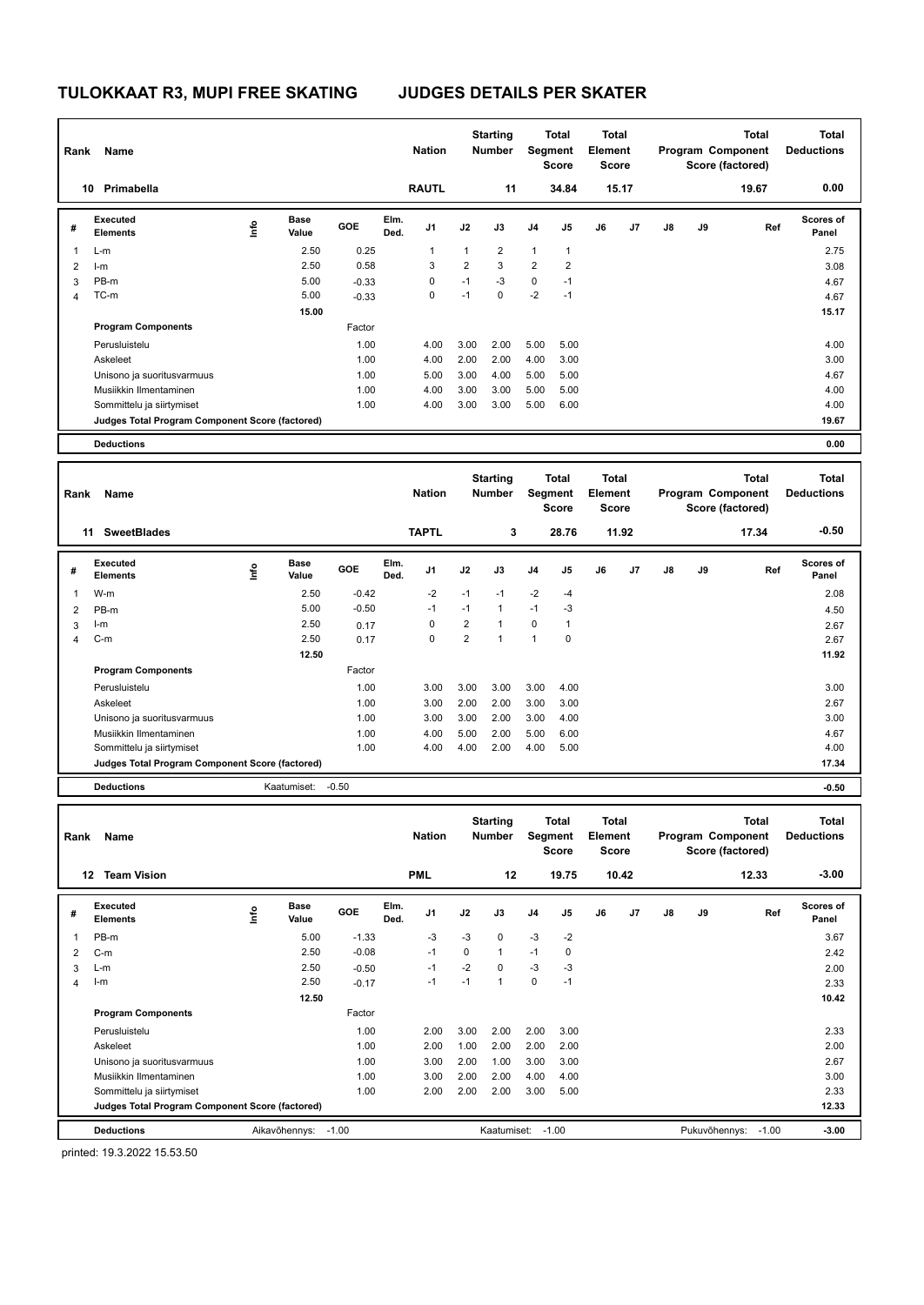# TULOKKAAT R3, MUPI FREE SKATING JUDGES DETAILS PER SKATER

| Rank | Name | Nation | Starting Number | Total Segment Score | Total Element Score | Total Program Component Score (factored) | Total Deductions |
|---|---|---|---|---|---|---|---|
| 10 | Primabella | RAUTL | 11 | 34.84 | 15.17 | 19.67 | 0.00 |

| # | Executed Elements | Info | Base Value | GOE | Elm. Ded. | J1 | J2 | J3 | J4 | J5 | J6 | J7 | J8 | J9 | Ref | Scores of Panel |
|---|---|---|---|---|---|---|---|---|---|---|---|---|---|---|---|---|
| 1 | L-m | | 2.50 | 0.25 | | 1 | 1 | 2 | 1 | 1 | | | | | | 2.75 |
| 2 | I-m | | 2.50 | 0.58 | | 3 | 2 | 3 | 2 | 2 | | | | | | 3.08 |
| 3 | PB-m | | 5.00 | -0.33 | | 0 | -1 | -3 | 0 | -1 | | | | | | 4.67 |
| 4 | TC-m | | 5.00 | -0.33 | | 0 | -1 | 0 | -2 | -1 | | | | | | 4.67 |
| | | | 15.00 | | | | | | | | | | | | | 15.17 |
| | **Program Components** | | | Factor | | | | | | | | | | | | |
| | Perusluistelu | | | 1.00 | | 4.00 | 3.00 | 2.00 | 5.00 | 5.00 | | | | | | 4.00 |
| | Askeleet | | | 1.00 | | 4.00 | 2.00 | 2.00 | 4.00 | 3.00 | | | | | | 3.00 |
| | Unisono ja suoritusvarmuus | | | 1.00 | | 5.00 | 3.00 | 4.00 | 5.00 | 5.00 | | | | | | 4.67 |
| | Musiikkin Ilmentaminen | | | 1.00 | | 4.00 | 3.00 | 3.00 | 5.00 | 5.00 | | | | | | 4.00 |
| | Sommittelu ja siirtymiset | | | 1.00 | | 4.00 | 3.00 | 3.00 | 5.00 | 6.00 | | | | | | 4.00 |
| | Judges Total Program Component Score (factored) | | | | | | | | | | | | | | | 19.67 |
| | **Deductions** | | | | | | | | | | | | | | | 0.00 |

| Rank | Name | Nation | Starting Number | Total Segment Score | Total Element Score | Total Program Component Score (factored) | Total Deductions |
|---|---|---|---|---|---|---|---|
| 11 | SweetBlades | TAPTL | 3 | 28.76 | 11.92 | 17.34 | -0.50 |

| # | Executed Elements | Info | Base Value | GOE | Elm. Ded. | J1 | J2 | J3 | J4 | J5 | J6 | J7 | J8 | J9 | Ref | Scores of Panel |
|---|---|---|---|---|---|---|---|---|---|---|---|---|---|---|---|---|
| 1 | W-m | | 2.50 | -0.42 | | -2 | -1 | -1 | -2 | -4 | | | | | | 2.08 |
| 2 | PB-m | | 5.00 | -0.50 | | -1 | -1 | 1 | -1 | -3 | | | | | | 4.50 |
| 3 | I-m | | 2.50 | 0.17 | | 0 | 2 | 1 | 0 | 1 | | | | | | 2.67 |
| 4 | C-m | | 2.50 | 0.17 | | 0 | 2 | 1 | 1 | 0 | | | | | | 2.67 |
| | | | 12.50 | | | | | | | | | | | | | 11.92 |
| | **Program Components** | | | Factor | | | | | | | | | | | | |
| | Perusluistelu | | | 1.00 | | 3.00 | 3.00 | 3.00 | 3.00 | 4.00 | | | | | | 3.00 |
| | Askeleet | | | 1.00 | | 3.00 | 2.00 | 2.00 | 3.00 | 3.00 | | | | | | 2.67 |
| | Unisono ja suoritusvarmuus | | | 1.00 | | 3.00 | 3.00 | 2.00 | 3.00 | 4.00 | | | | | | 3.00 |
| | Musiikkin Ilmentaminen | | | 1.00 | | 4.00 | 5.00 | 2.00 | 5.00 | 6.00 | | | | | | 4.67 |
| | Sommittelu ja siirtymiset | | | 1.00 | | 4.00 | 4.00 | 2.00 | 4.00 | 5.00 | | | | | | 4.00 |
| | Judges Total Program Component Score (factored) | | | | | | | | | | | | | | | 17.34 |
| | **Deductions** | | Kaatumiset: -0.50 | | | | | | | | | | | | | -0.50 |

| Rank | Name | Nation | Starting Number | Total Segment Score | Total Element Score | Total Program Component Score (factored) | Total Deductions |
|---|---|---|---|---|---|---|---|
| 12 | Team Vision | PML | 12 | 19.75 | 10.42 | 12.33 | -3.00 |

| # | Executed Elements | Info | Base Value | GOE | Elm. Ded. | J1 | J2 | J3 | J4 | J5 | J6 | J7 | J8 | J9 | Ref | Scores of Panel |
|---|---|---|---|---|---|---|---|---|---|---|---|---|---|---|---|---|
| 1 | PB-m | | 5.00 | -1.33 | | -3 | -3 | 0 | -3 | -2 | | | | | | 3.67 |
| 2 | C-m | | 2.50 | -0.08 | | -1 | 0 | 1 | -1 | 0 | | | | | | 2.42 |
| 3 | L-m | | 2.50 | -0.50 | | -1 | -2 | 0 | -3 | -3 | | | | | | 2.00 |
| 4 | I-m | | 2.50 | -0.17 | | -1 | -1 | 1 | 0 | -1 | | | | | | 2.33 |
| | | | 12.50 | | | | | | | | | | | | | 10.42 |
| | **Program Components** | | | Factor | | | | | | | | | | | | |
| | Perusluistelu | | | 1.00 | | 2.00 | 3.00 | 2.00 | 2.00 | 3.00 | | | | | | 2.33 |
| | Askeleet | | | 1.00 | | 2.00 | 1.00 | 2.00 | 2.00 | 2.00 | | | | | | 2.00 |
| | Unisono ja suoritusvarmuus | | | 1.00 | | 3.00 | 2.00 | 1.00 | 3.00 | 3.00 | | | | | | 2.67 |
| | Musiikkin Ilmentaminen | | | 1.00 | | 3.00 | 2.00 | 2.00 | 4.00 | 4.00 | | | | | | 3.00 |
| | Sommittelu ja siirtymiset | | | 1.00 | | 2.00 | 2.00 | 2.00 | 3.00 | 5.00 | | | | | | 2.33 |
| | Judges Total Program Component Score (factored) | | | | | | | | | | | | | | | 12.33 |
| | **Deductions** | | Aikavöhennys: -1.00 | | | | | Kaatumiset: -1.00 | | | | | Pukuvöhennys: -1.00 | | | -3.00 |

printed: 19.3.2022 15.53.50